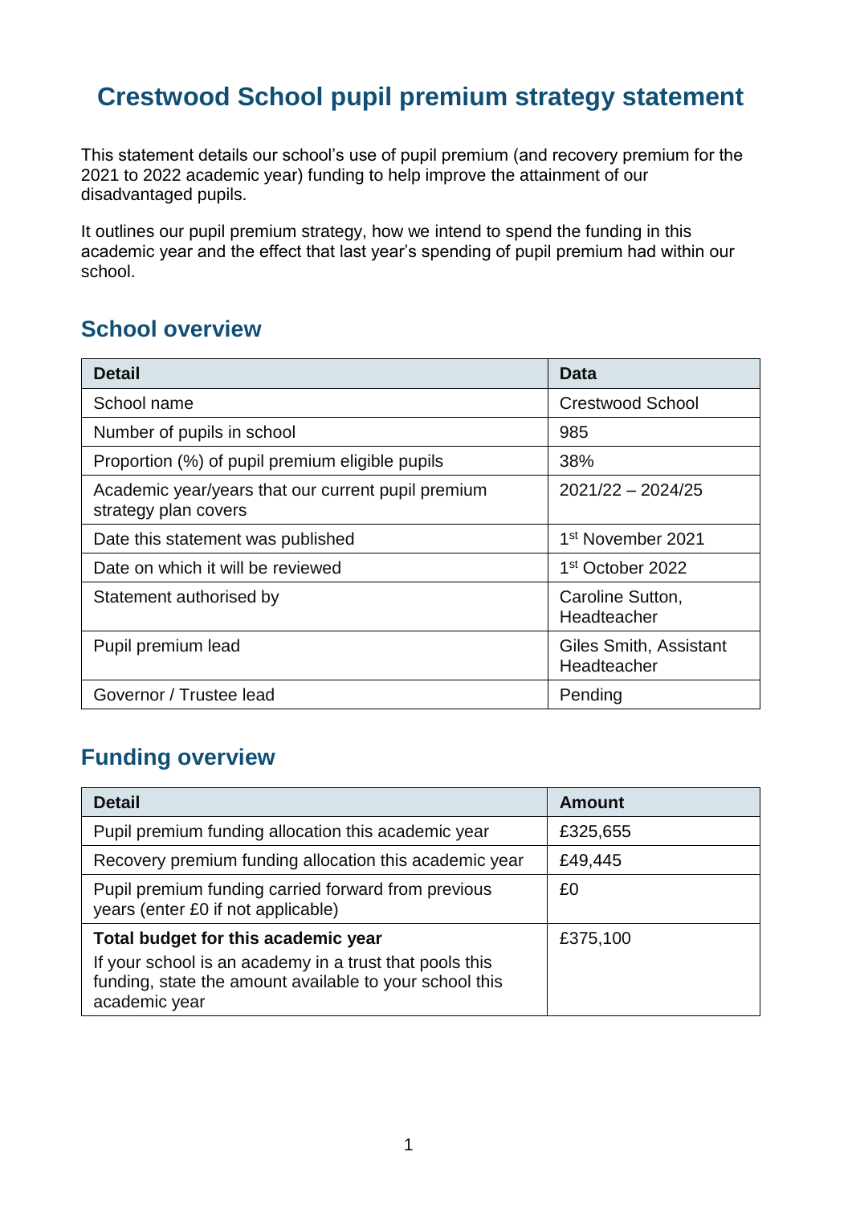# Crestwood School pupil premium strategy statement

This statement details our school's use of pupil premium (and recovery premium for the 2021 to 2022 academic year) funding to help improve the attainment of our disadvantaged pupils.

It outlines our pupil premium strategy, how we intend to spend the funding in this academic year and the effect that last year's spending of pupil premium had within our school.

## School overview

| Detail | Data |
|---|---|
| School name | Crestwood School |
| Number of pupils in school | 985 |
| Proportion (%) of pupil premium eligible pupils | 38% |
| Academic year/years that our current pupil premium strategy plan covers | 2021/22 – 2024/25 |
| Date this statement was published | 1st November 2021 |
| Date on which it will be reviewed | 1st October 2022 |
| Statement authorised by | Caroline Sutton, Headteacher |
| Pupil premium lead | Giles Smith, Assistant Headteacher |
| Governor / Trustee lead | Pending |

## Funding overview

| Detail | Amount |
|---|---|
| Pupil premium funding allocation this academic year | £325,655 |
| Recovery premium funding allocation this academic year | £49,445 |
| Pupil premium funding carried forward from previous years (enter £0 if not applicable) | £0 |
| **Total budget for this academic year**<br>If your school is an academy in a trust that pools this funding, state the amount available to your school this academic year | £375,100 |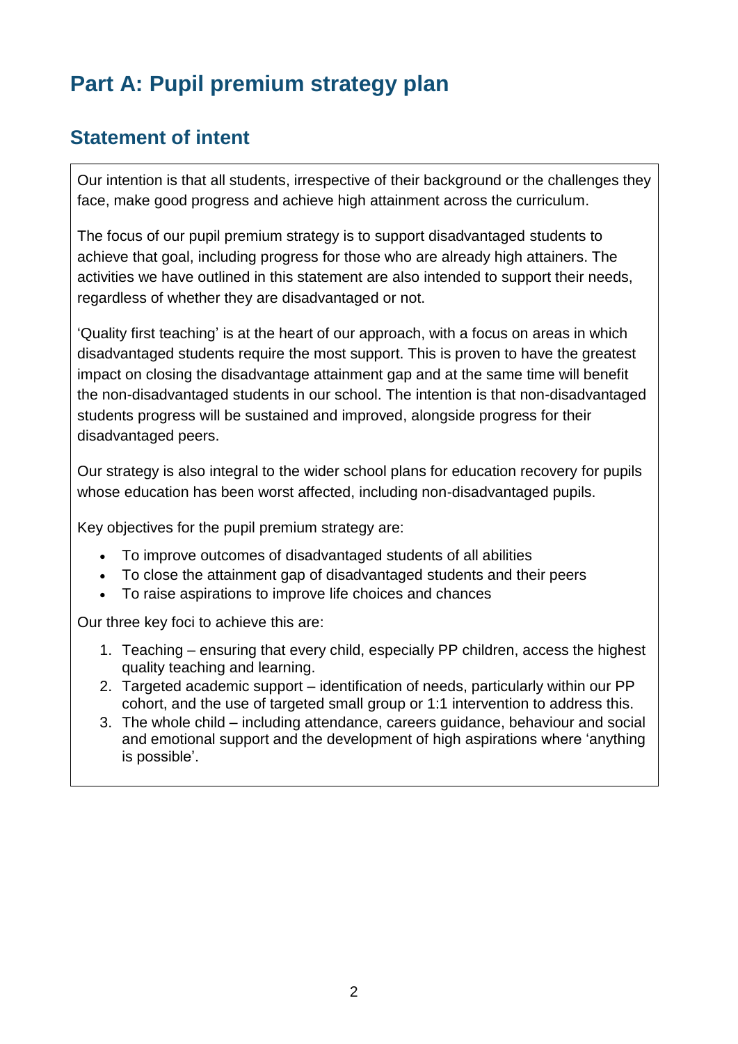# Part A: Pupil premium strategy plan

## Statement of intent

Our intention is that all students, irrespective of their background or the challenges they face, make good progress and achieve high attainment across the curriculum.

The focus of our pupil premium strategy is to support disadvantaged students to achieve that goal, including progress for those who are already high attainers. The activities we have outlined in this statement are also intended to support their needs, regardless of whether they are disadvantaged or not.

'Quality first teaching' is at the heart of our approach, with a focus on areas in which disadvantaged students require the most support. This is proven to have the greatest impact on closing the disadvantage attainment gap and at the same time will benefit the non-disadvantaged students in our school. The intention is that non-disadvantaged students progress will be sustained and improved, alongside progress for their disadvantaged peers.

Our strategy is also integral to the wider school plans for education recovery for pupils whose education has been worst affected, including non-disadvantaged pupils.

Key objectives for the pupil premium strategy are:

- To improve outcomes of disadvantaged students of all abilities
- To close the attainment gap of disadvantaged students and their peers
- To raise aspirations to improve life choices and chances

Our three key foci to achieve this are:

1. Teaching – ensuring that every child, especially PP children, access the highest quality teaching and learning.
2. Targeted academic support – identification of needs, particularly within our PP cohort, and the use of targeted small group or 1:1 intervention to address this.
3. The whole child – including attendance, careers guidance, behaviour and social and emotional support and the development of high aspirations where 'anything is possible'.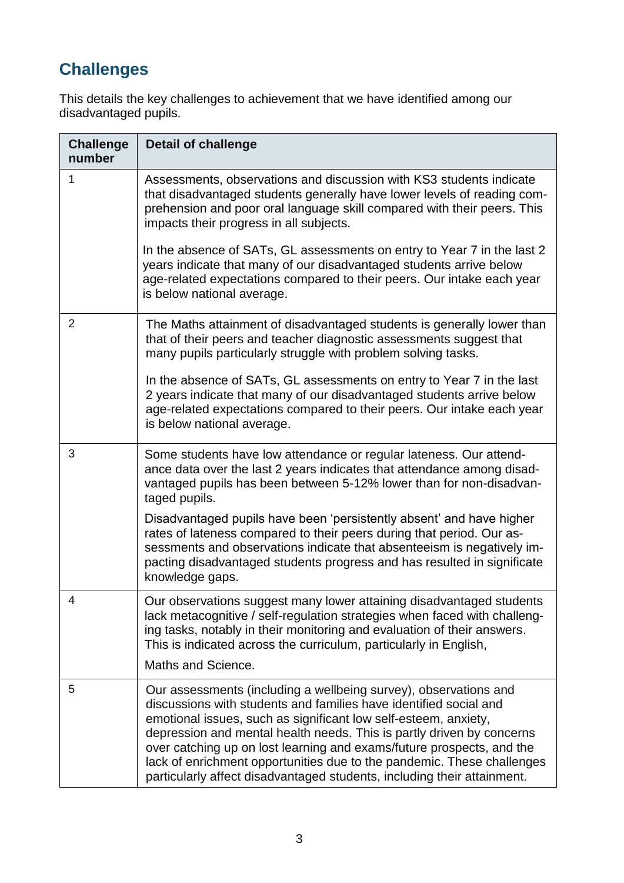## Challenges

This details the key challenges to achievement that we have identified among our disadvantaged pupils.

| Challenge number | Detail of challenge |
|---|---|
| 1 | Assessments, observations and discussion with KS3 students indicate that disadvantaged students generally have lower levels of reading comprehension and poor oral language skill compared with their peers. This impacts their progress in all subjects.<br><br>In the absence of SATs, GL assessments on entry to Year 7 in the last 2 years indicate that many of our disadvantaged students arrive below age-related expectations compared to their peers. Our intake each year is below national average. |
| 2 | The Maths attainment of disadvantaged students is generally lower than that of their peers and teacher diagnostic assessments suggest that many pupils particularly struggle with problem solving tasks.<br><br>In the absence of SATs, GL assessments on entry to Year 7 in the last 2 years indicate that many of our disadvantaged students arrive below age-related expectations compared to their peers. Our intake each year is below national average. |
| 3 | Some students have low attendance or regular lateness. Our attendance data over the last 2 years indicates that attendance among disadvantaged pupils has been between 5-12% lower than for non-disadvantaged pupils.<br><br>Disadvantaged pupils have been 'persistently absent' and have higher rates of lateness compared to their peers during that period. Our assessments and observations indicate that absenteeism is negatively impacting disadvantaged students progress and has resulted in significate knowledge gaps. |
| 4 | Our observations suggest many lower attaining disadvantaged students lack metacognitive / self-regulation strategies when faced with challenging tasks, notably in their monitoring and evaluation of their answers. This is indicated across the curriculum, particularly in English,<br><br>Maths and Science. |
| 5 | Our assessments (including a wellbeing survey), observations and discussions with students and families have identified social and emotional issues, such as significant low self-esteem, anxiety, depression and mental health needs. This is partly driven by concerns over catching up on lost learning and exams/future prospects, and the lack of enrichment opportunities due to the pandemic. These challenges particularly affect disadvantaged students, including their attainment. |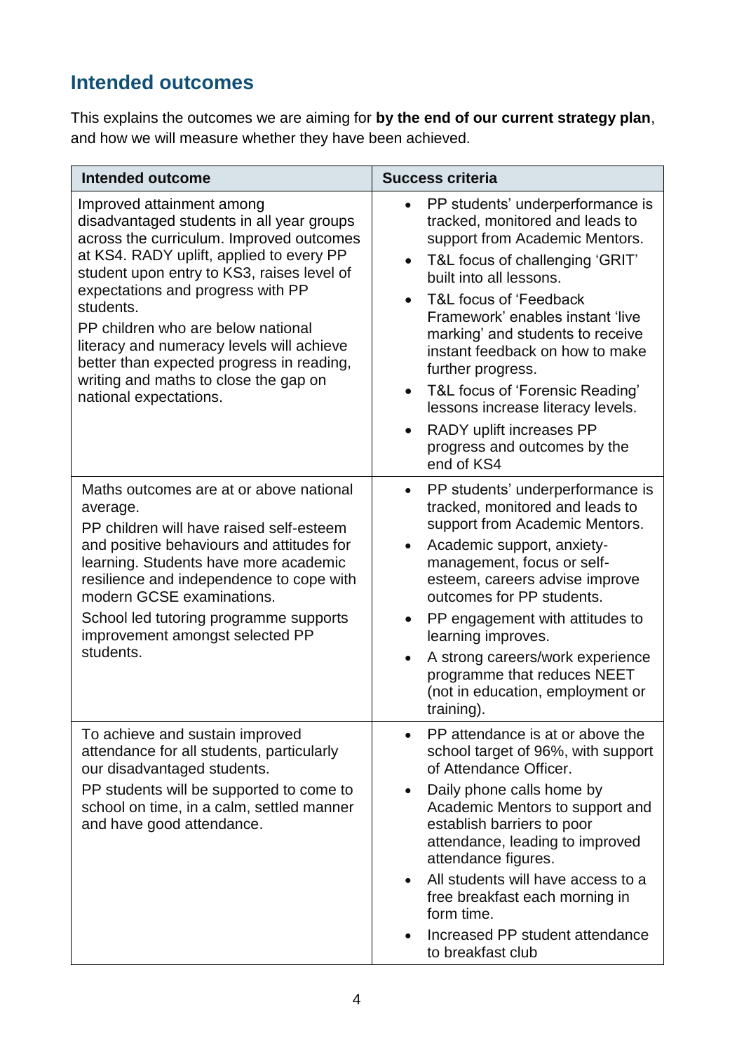## Intended outcomes

This explains the outcomes we are aiming for **by the end of our current strategy plan**, and how we will measure whether they have been achieved.

| Intended outcome | Success criteria |
|---|---|
| Improved attainment among disadvantaged students in all year groups across the curriculum. Improved outcomes at KS4. RADY uplift, applied to every PP student upon entry to KS3, raises level of expectations and progress with PP students.<br>PP children who are below national literacy and numeracy levels will achieve better than expected progress in reading, writing and maths to close the gap on national expectations. | • PP students' underperformance is tracked, monitored and leads to support from Academic Mentors.<br>• T&L focus of challenging 'GRIT' built into all lessons.<br>• T&L focus of 'Feedback Framework' enables instant 'live marking' and students to receive instant feedback on how to make further progress.<br>• T&L focus of 'Forensic Reading' lessons increase literacy levels.<br>• RADY uplift increases PP progress and outcomes by the end of KS4 |
| Maths outcomes are at or above national average.<br>PP children will have raised self-esteem and positive behaviours and attitudes for learning. Students have more academic resilience and independence to cope with modern GCSE examinations.<br>School led tutoring programme supports improvement amongst selected PP students. | • PP students' underperformance is tracked, monitored and leads to support from Academic Mentors.<br>• Academic support, anxiety-management, focus or self-esteem, careers advise improve outcomes for PP students.<br>• PP engagement with attitudes to learning improves.<br>• A strong careers/work experience programme that reduces NEET (not in education, employment or training). |
| To achieve and sustain improved attendance for all students, particularly our disadvantaged students.<br>PP students will be supported to come to school on time, in a calm, settled manner and have good attendance. | • PP attendance is at or above the school target of 96%, with support of Attendance Officer.<br>• Daily phone calls home by Academic Mentors to support and establish barriers to poor attendance, leading to improved attendance figures.<br>• All students will have access to a free breakfast each morning in form time.<br>• Increased PP student attendance to breakfast club |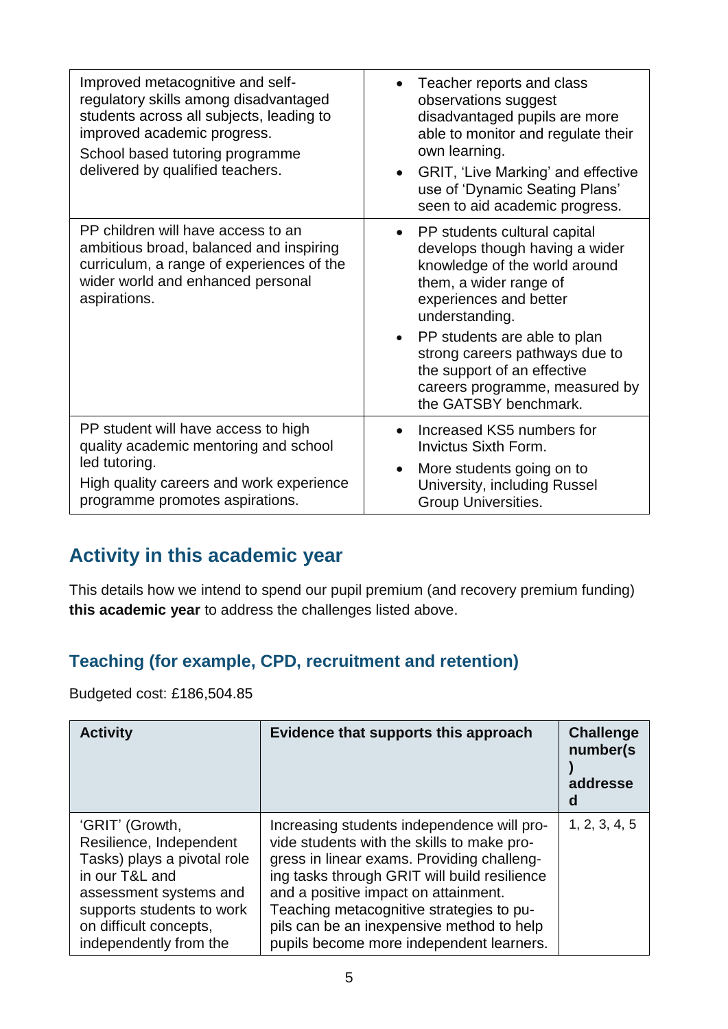| | |
|---|---|
| Improved metacognitive and self-regulatory skills among disadvantaged students across all subjects, leading to improved academic progress.<br>School based tutoring programme delivered by qualified teachers. | • Teacher reports and class observations suggest disadvantaged pupils are more able to monitor and regulate their own learning.<br>• GRIT, 'Live Marking' and effective use of 'Dynamic Seating Plans' seen to aid academic progress. |
| PP children will have access to an ambitious broad, balanced and inspiring curriculum, a range of experiences of the wider world and enhanced personal aspirations. | • PP students cultural capital develops though having a wider knowledge of the world around them, a wider range of experiences and better understanding.<br>• PP students are able to plan strong careers pathways due to the support of an effective careers programme, measured by the GATSBY benchmark. |
| PP student will have access to high quality academic mentoring and school led tutoring.<br>High quality careers and work experience programme promotes aspirations. | • Increased KS5 numbers for Invictus Sixth Form.<br>• More students going on to University, including Russel Group Universities. |

## Activity in this academic year

This details how we intend to spend our pupil premium (and recovery premium funding) **this academic year** to address the challenges listed above.

### Teaching (for example, CPD, recruitment and retention)

Budgeted cost: £186,504.85

| Activity | Evidence that supports this approach | Challenge number(s) addressed |
|---|---|---|
| 'GRIT' (Growth, Resilience, Independent Tasks) plays a pivotal role in our T&L and assessment systems and supports students to work on difficult concepts, independently from the | Increasing students independence will provide students with the skills to make progress in linear exams. Providing challenging tasks through GRIT will build resilience and a positive impact on attainment. Teaching metacognitive strategies to pupils can be an inexpensive method to help pupils become more independent learners. | 1, 2, 3, 4, 5 |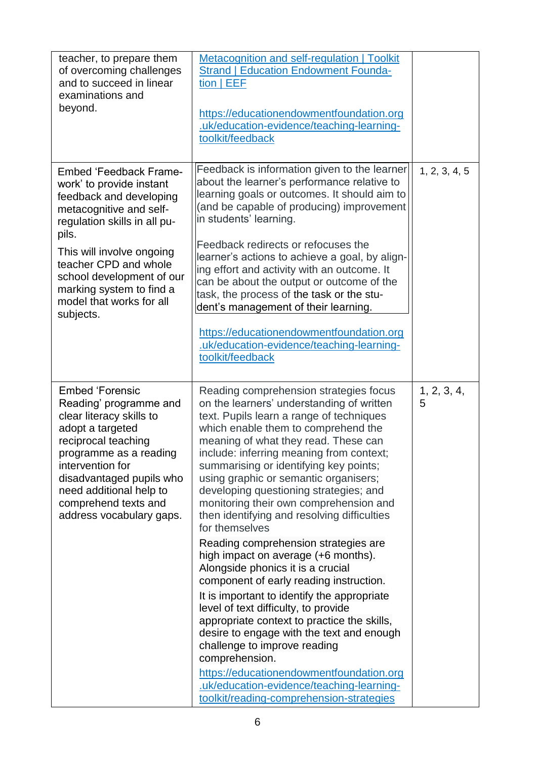| | | |
|---|---|---|
| teacher, to prepare them of overcoming challenges and to succeed in linear examinations and beyond. | [Metacognition and self-regulation \| Toolkit Strand \| Education Endowment Foundation \| EEF](https://educationendowmentfoundation.org.uk/education-evidence/teaching-learning-toolkit/feedback)<br><br>https://educationendowmentfoundation.org.uk/education-evidence/teaching-learning-toolkit/feedback | |
| Embed 'Feedback Framework' to provide instant feedback and developing metacognitive and self-regulation skills in all pupils.<br><br>This will involve ongoing teacher CPD and whole school development of our marking system to find a model that works for all subjects. | Feedback is information given to the learner about the learner's performance relative to learning goals or outcomes. It should aim to (and be capable of producing) improvement in students' learning.<br><br>Feedback redirects or refocuses the learner's actions to achieve a goal, by aligning effort and activity with an outcome. It can be about the output or outcome of the task, the process of the task or the student's management of their learning.<br><br>https://educationendowmentfoundation.org.uk/education-evidence/teaching-learning-toolkit/feedback | 1, 2, 3, 4, 5 |
| Embed 'Forensic Reading' programme and clear literacy skills to adopt a targeted reciprocal teaching programme as a reading intervention for disadvantaged pupils who need additional help to comprehend texts and address vocabulary gaps. | Reading comprehension strategies focus on the learners' understanding of written text. Pupils learn a range of techniques which enable them to comprehend the meaning of what they read. These can include: inferring meaning from context; summarising or identifying key points; using graphic or semantic organisers; developing questioning strategies; and monitoring their own comprehension and then identifying and resolving difficulties for themselves<br><br>Reading comprehension strategies are high impact on average (+6 months). Alongside phonics it is a crucial component of early reading instruction.<br><br>It is important to identify the appropriate level of text difficulty, to provide appropriate context to practice the skills, desire to engage with the text and enough challenge to improve reading comprehension.<br><br>https://educationendowmentfoundation.org.uk/education-evidence/teaching-learning-toolkit/reading-comprehension-strategies | 1, 2, 3, 4, 5 |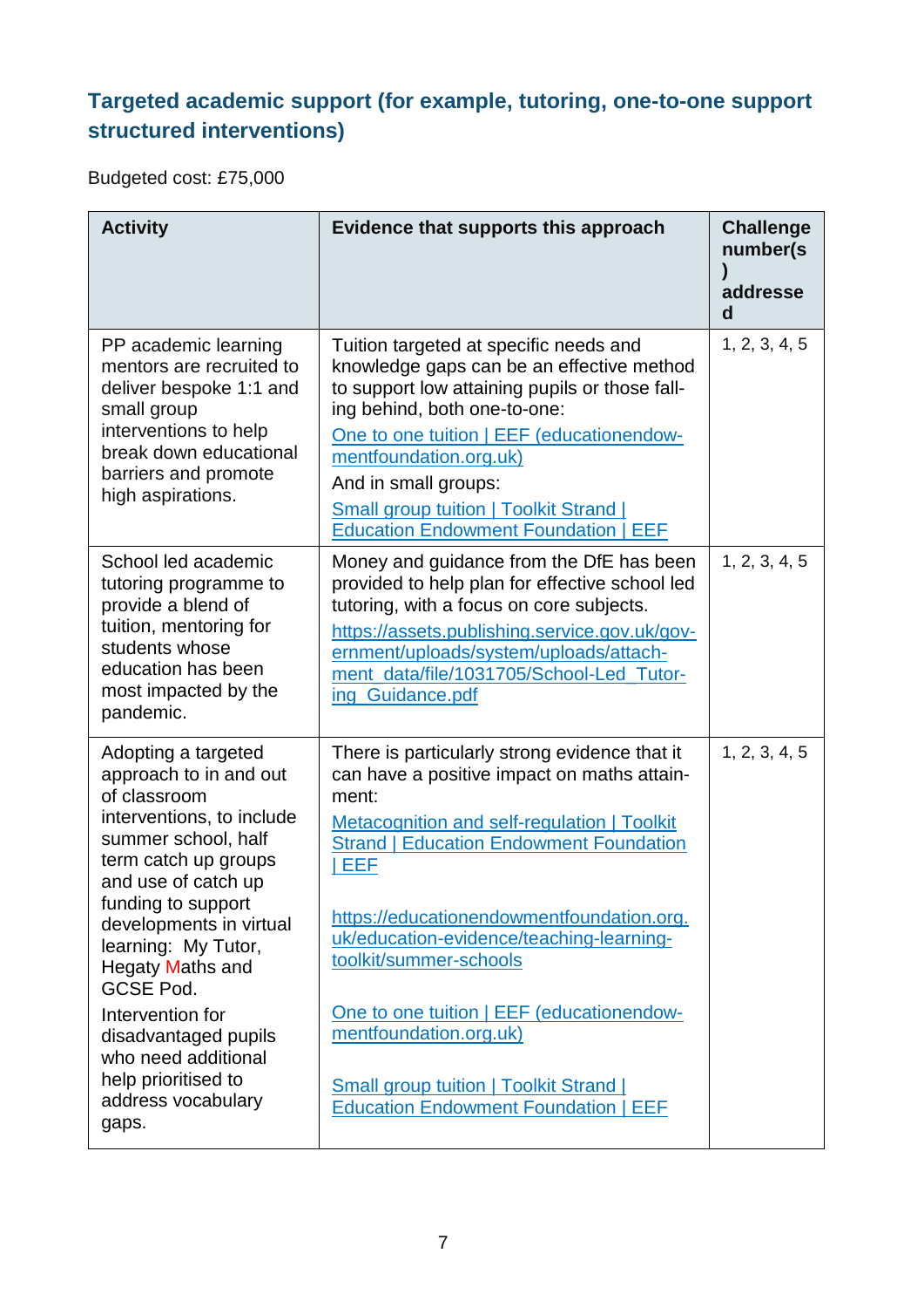### Targeted academic support (for example, tutoring, one-to-one support structured interventions)

Budgeted cost: £75,000

| Activity | Evidence that supports this approach | Challenge number(s) addressed |
|---|---|---|
| PP academic learning mentors are recruited to deliver bespoke 1:1 and small group interventions to help break down educational barriers and promote high aspirations. | Tuition targeted at specific needs and knowledge gaps can be an effective method to support low attaining pupils or those falling behind, both one-to-one: <br> One to one tuition \| EEF (educationendowmentfoundation.org.uk) <br> And in small groups: <br> Small group tuition \| Toolkit Strand \| Education Endowment Foundation \| EEF | 1, 2, 3, 4, 5 |
| School led academic tutoring programme to provide a blend of tuition, mentoring for students whose education has been most impacted by the pandemic. | Money and guidance from the DfE has been provided to help plan for effective school led tutoring, with a focus on core subjects. <br> https://assets.publishing.service.gov.uk/government/uploads/system/uploads/attachment_data/file/1031705/School-Led_Tutoring_Guidance.pdf | 1, 2, 3, 4, 5 |
| Adopting a targeted approach to in and out of classroom interventions, to include summer school, half term catch up groups and use of catch up funding to support developments in virtual learning: My Tutor, Hegaty Maths and GCSE Pod. <br> Intervention for disadvantaged pupils who need additional help prioritised to address vocabulary gaps. | There is particularly strong evidence that it can have a positive impact on maths attainment: <br> Metacognition and self-regulation \| Toolkit Strand \| Education Endowment Foundation \| EEF <br> https://educationendowmentfoundation.org.uk/education-evidence/teaching-learning-toolkit/summer-schools <br> One to one tuition \| EEF (educationendowmentfoundation.org.uk) <br> Small group tuition \| Toolkit Strand \| Education Endowment Foundation \| EEF | 1, 2, 3, 4, 5 |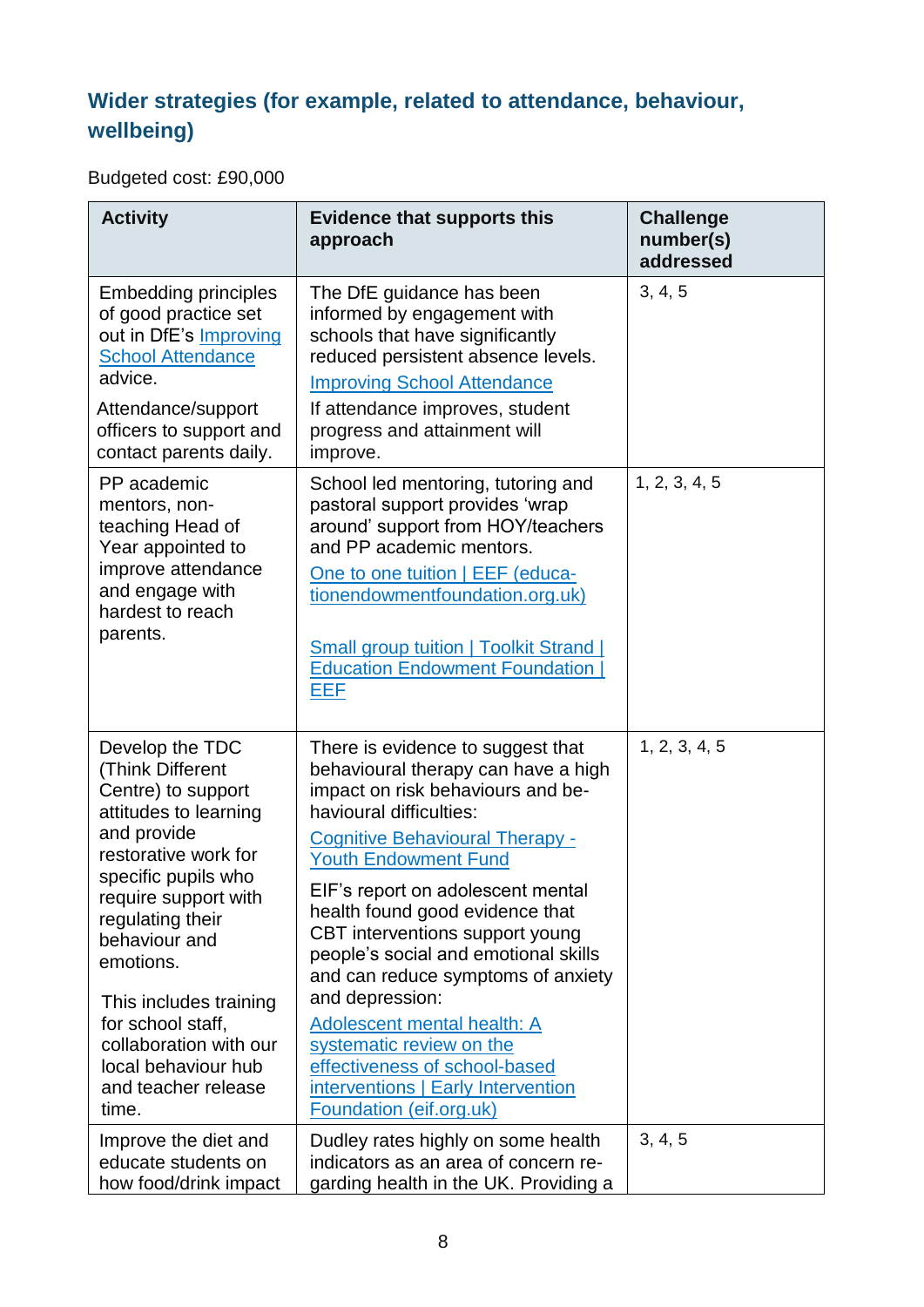## Wider strategies (for example, related to attendance, behaviour, wellbeing)

Budgeted cost: £90,000

| Activity | Evidence that supports this approach | Challenge number(s) addressed |
|---|---|---|
| Embedding principles of good practice set out in DfE's Improving School Attendance advice.<br><br>Attendance/support officers to support and contact parents daily. | The DfE guidance has been informed by engagement with schools that have significantly reduced persistent absence levels.<br><br>Improving School Attendance<br><br>If attendance improves, student progress and attainment will improve. | 3, 4, 5 |
| PP academic mentors, non-teaching Head of Year appointed to improve attendance and engage with hardest to reach parents. | School led mentoring, tutoring and pastoral support provides 'wrap around' support from HOY/teachers and PP academic mentors.<br><br>One to one tuition \| EEF (educationendowmentfoundation.org.uk)<br><br>Small group tuition \| Toolkit Strand \| Education Endowment Foundation \| EEF | 1, 2, 3, 4, 5 |
| Develop the TDC (Think Different Centre) to support attitudes to learning and provide restorative work for specific pupils who require support with regulating their behaviour and emotions.<br><br>This includes training for school staff, collaboration with our local behaviour hub and teacher release time. | There is evidence to suggest that behavioural therapy can have a high impact on risk behaviours and behavioural difficulties:<br><br>Cognitive Behavioural Therapy - Youth Endowment Fund<br><br>EIF's report on adolescent mental health found good evidence that CBT interventions support young people's social and emotional skills and can reduce symptoms of anxiety and depression:<br><br>Adolescent mental health: A systematic review on the effectiveness of school-based interventions \| Early Intervention Foundation (eif.org.uk) | 1, 2, 3, 4, 5 |
| Improve the diet and educate students on how food/drink impact | Dudley rates highly on some health indicators as an area of concern regarding health in the UK. Providing a | 3, 4, 5 |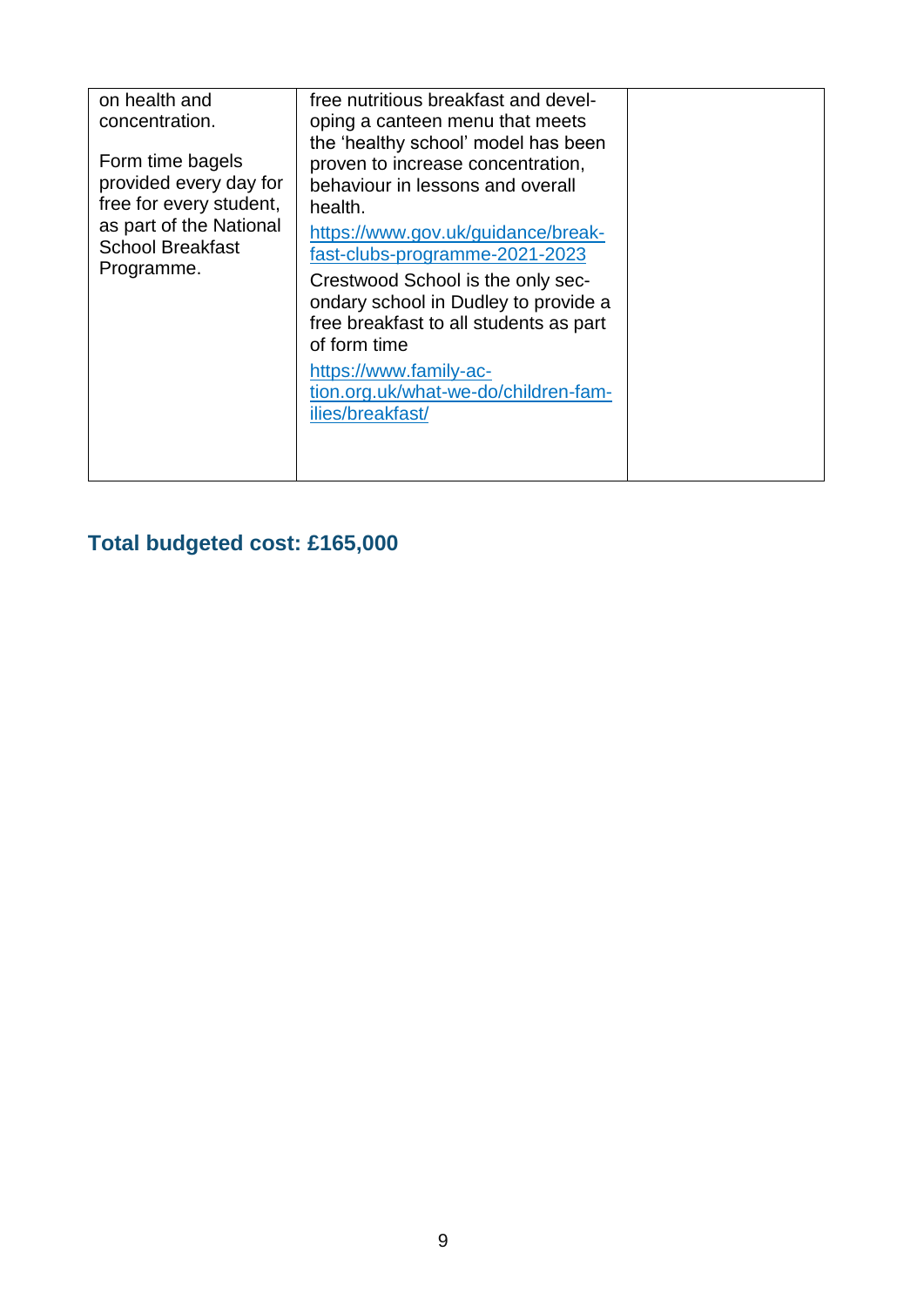| | | |
|---|---|---|
| on health and concentration.<br><br>Form time bagels provided every day for free for every student, as part of the National School Breakfast Programme. | free nutritious breakfast and developing a canteen menu that meets the 'healthy school' model has been proven to increase concentration, behaviour in lessons and overall health.<br><br>https://www.gov.uk/guidance/breakfast-clubs-programme-2021-2023<br><br>Crestwood School is the only secondary school in Dudley to provide a free breakfast to all students as part of form time<br><br>https://www.family-action.org.uk/what-we-do/children-families/breakfast/ | |

## Total budgeted cost: £165,000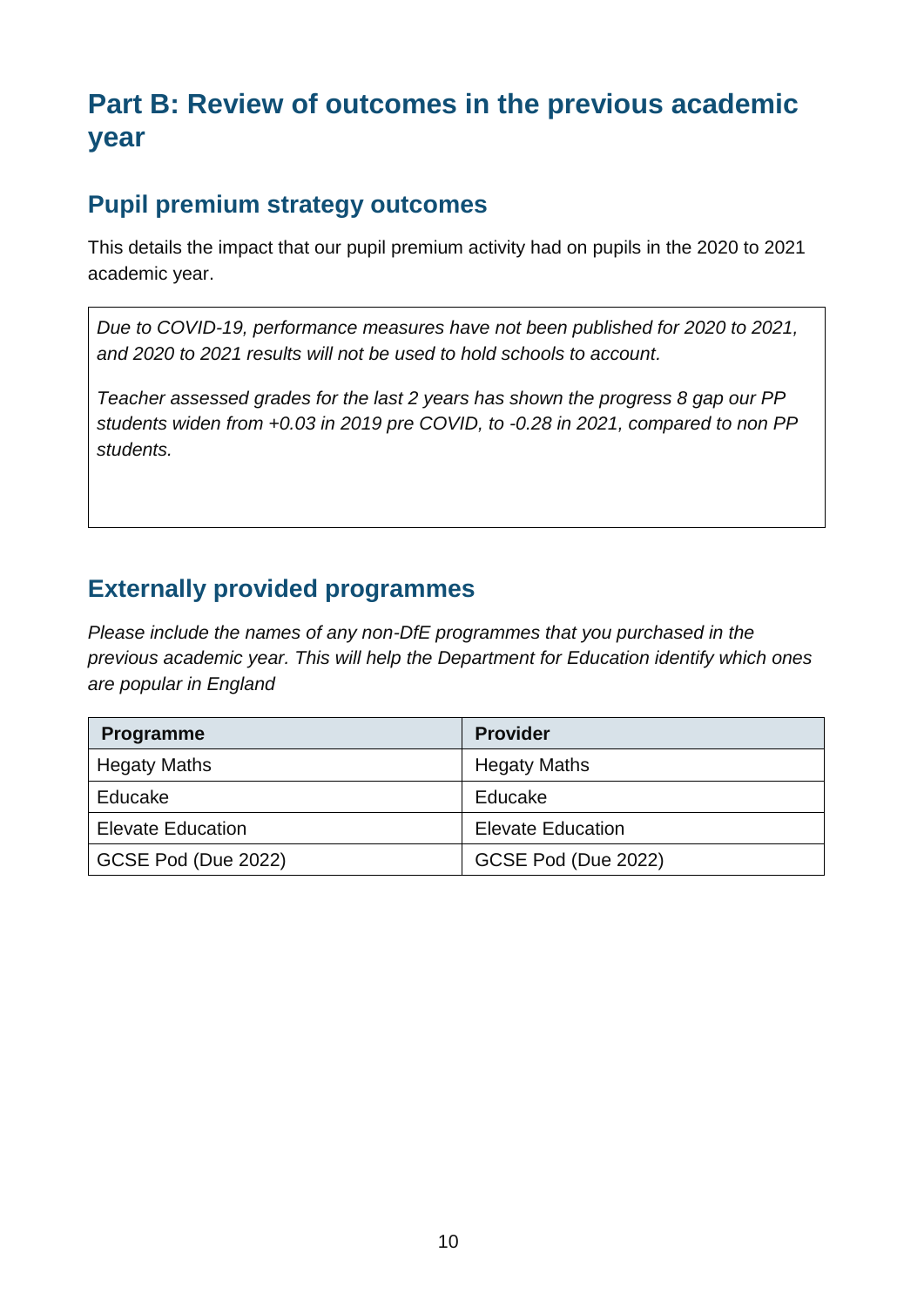# Part B: Review of outcomes in the previous academic year

## Pupil premium strategy outcomes

This details the impact that our pupil premium activity had on pupils in the 2020 to 2021 academic year.

*Due to COVID-19, performance measures have not been published for 2020 to 2021, and 2020 to 2021 results will not be used to hold schools to account.*

*Teacher assessed grades for the last 2 years has shown the progress 8 gap our PP students widen from +0.03 in 2019 pre COVID, to -0.28 in 2021, compared to non PP students.*

## Externally provided programmes

*Please include the names of any non-DfE programmes that you purchased in the previous academic year. This will help the Department for Education identify which ones are popular in England*

| Programme | Provider |
|---|---|
| Hegaty Maths | Hegaty Maths |
| Educake | Educake |
| Elevate Education | Elevate Education |
| GCSE Pod (Due 2022) | GCSE Pod (Due 2022) |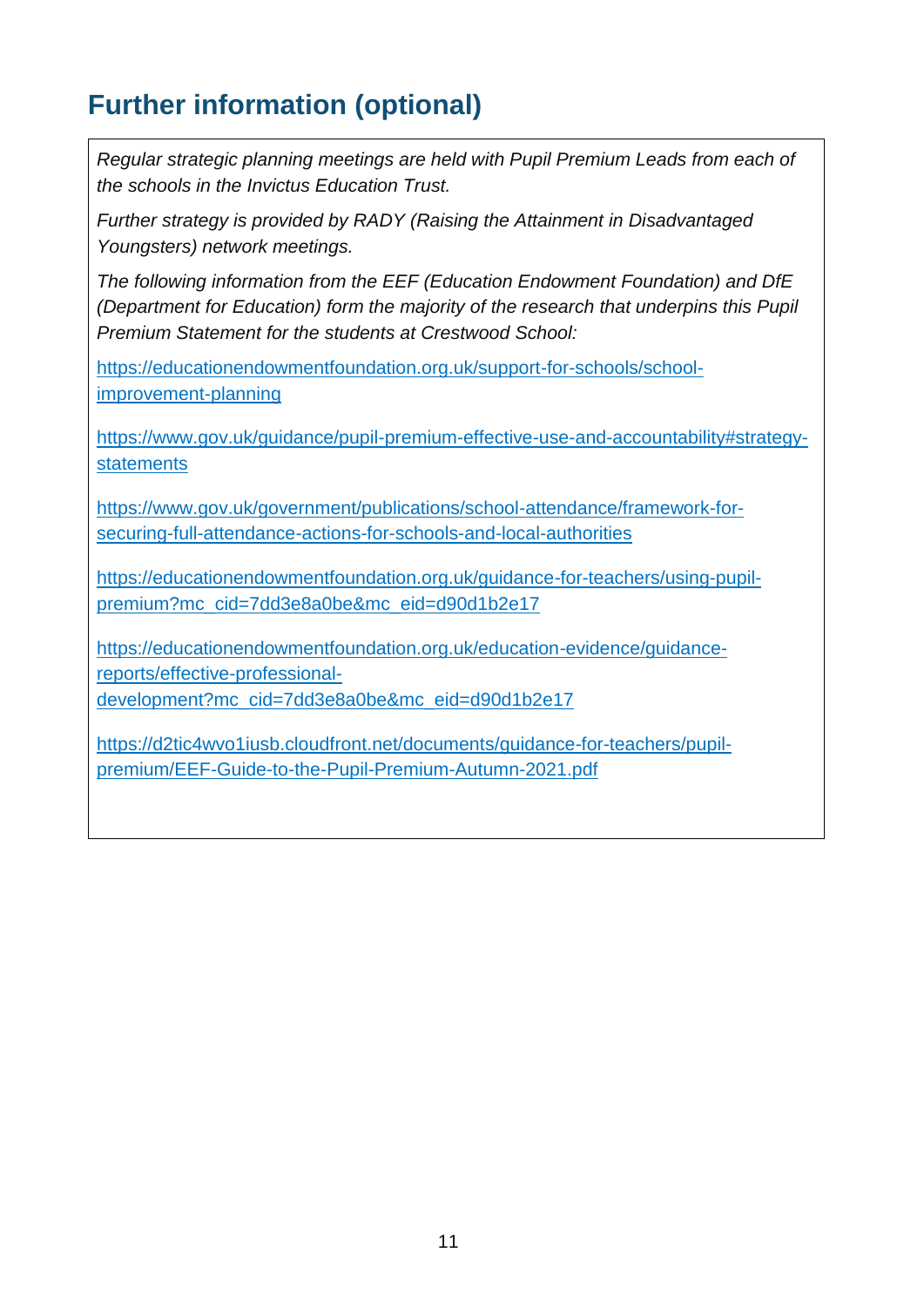## Further information (optional)

*Regular strategic planning meetings are held with Pupil Premium Leads from each of the schools in the Invictus Education Trust.*

*Further strategy is provided by RADY (Raising the Attainment in Disadvantaged Youngsters) network meetings.*

*The following information from the EEF (Education Endowment Foundation) and DfE (Department for Education) form the majority of the research that underpins this Pupil Premium Statement for the students at Crestwood School:*

https://educationendowmentfoundation.org.uk/support-for-schools/school-improvement-planning

https://www.gov.uk/guidance/pupil-premium-effective-use-and-accountability#strategy-statements

https://www.gov.uk/government/publications/school-attendance/framework-for-securing-full-attendance-actions-for-schools-and-local-authorities

https://educationendowmentfoundation.org.uk/guidance-for-teachers/using-pupil-premium?mc_cid=7dd3e8a0be&mc_eid=d90d1b2e17

https://educationendowmentfoundation.org.uk/education-evidence/guidance-reports/effective-professional-development?mc_cid=7dd3e8a0be&mc_eid=d90d1b2e17

https://d2tic4wvo1iusb.cloudfront.net/documents/guidance-for-teachers/pupil-premium/EEF-Guide-to-the-Pupil-Premium-Autumn-2021.pdf